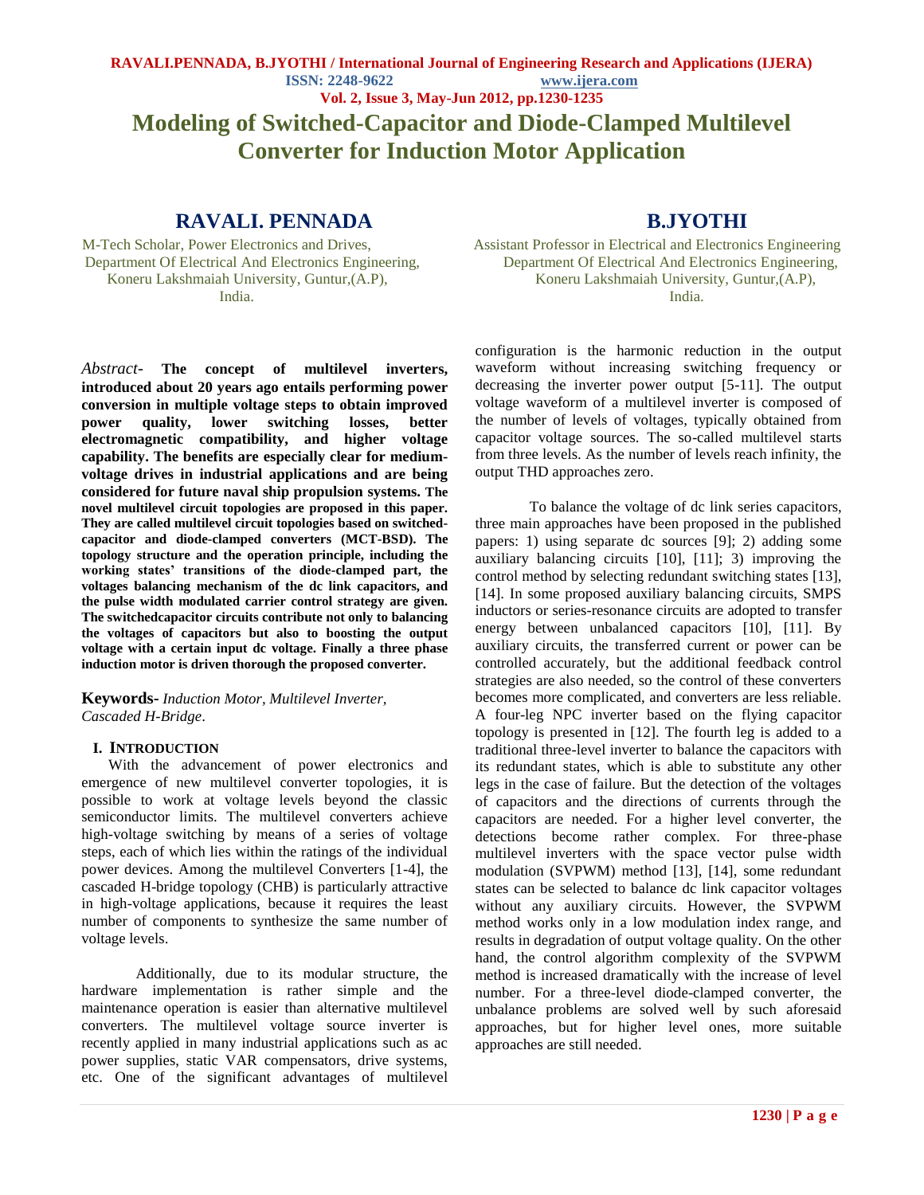# Modeling of Switched-Capacitor and Diode-Clamped Multilevel Converter for Induction Motor Application

**RAVALI. PENNADA**

M-Tech Scholar, Power Electronics and Drives,
Department Of Electrical And Electronics Engineering,
Koneru Lakshmaiah University, Guntur,(A.P),
India.

**B.JYOTHI**

Assistant Professor in Electrical and Electronics Engineering
Department Of Electrical And Electronics Engineering,
Koneru Lakshmaiah University, Guntur,(A.P),
India.

*Abstract-* **The concept of multilevel inverters, introduced about 20 years ago entails performing power conversion in multiple voltage steps to obtain improved power quality, lower switching losses, better electromagnetic compatibility, and higher voltage capability. The benefits are especially clear for medium-voltage drives in industrial applications and are being considered for future naval ship propulsion systems. The novel multilevel circuit topologies are proposed in this paper. They are called multilevel circuit topologies based on switched-capacitor and diode-clamped converters (MCT-BSD). The topology structure and the operation principle, including the working states' transitions of the diode-clamped part, the voltages balancing mechanism of the dc link capacitors, and the pulse width modulated carrier control strategy are given. The switchedcapacitor circuits contribute not only to balancing the voltages of capacitors but also to boosting the output voltage with a certain input dc voltage. Finally a three phase induction motor is driven thorough the proposed converter.**

**Keywords-** *Induction Motor, Multilevel Inverter, Cascaded H-Bridge*.

## I. Introduction

With the advancement of power electronics and emergence of new multilevel converter topologies, it is possible to work at voltage levels beyond the classic semiconductor limits. The multilevel converters achieve high-voltage switching by means of a series of voltage steps, each of which lies within the ratings of the individual power devices. Among the multilevel Converters [1-4], the cascaded H-bridge topology (CHB) is particularly attractive in high-voltage applications, because it requires the least number of components to synthesize the same number of voltage levels.

Additionally, due to its modular structure, the hardware implementation is rather simple and the maintenance operation is easier than alternative multilevel converters. The multilevel voltage source inverter is recently applied in many industrial applications such as ac power supplies, static VAR compensators, drive systems, etc. One of the significant advantages of multilevel configuration is the harmonic reduction in the output waveform without increasing switching frequency or decreasing the inverter power output [5-11]. The output voltage waveform of a multilevel inverter is composed of the number of levels of voltages, typically obtained from capacitor voltage sources. The so-called multilevel starts from three levels. As the number of levels reach infinity, the output THD approaches zero.

To balance the voltage of dc link series capacitors, three main approaches have been proposed in the published papers: 1) using separate dc sources [9]; 2) adding some auxiliary balancing circuits [10], [11]; 3) improving the control method by selecting redundant switching states [13], [14]. In some proposed auxiliary balancing circuits, SMPS inductors or series-resonance circuits are adopted to transfer energy between unbalanced capacitors [10], [11]. By auxiliary circuits, the transferred current or power can be controlled accurately, but the additional feedback control strategies are also needed, so the control of these converters becomes more complicated, and converters are less reliable. A four-leg NPC inverter based on the flying capacitor topology is presented in [12]. The fourth leg is added to a traditional three-level inverter to balance the capacitors with its redundant states, which is able to substitute any other legs in the case of failure. But the detection of the voltages of capacitors and the directions of currents through the capacitors are needed. For a higher level converter, the detections become rather complex. For three-phase multilevel inverters with the space vector pulse width modulation (SVPWM) method [13], [14], some redundant states can be selected to balance dc link capacitor voltages without any auxiliary circuits. However, the SVPWM method works only in a low modulation index range, and results in degradation of output voltage quality. On the other hand, the control algorithm complexity of the SVPWM method is increased dramatically with the increase of level number. For a three-level diode-clamped converter, the unbalance problems are solved well by such aforesaid approaches, but for higher level ones, more suitable approaches are still needed.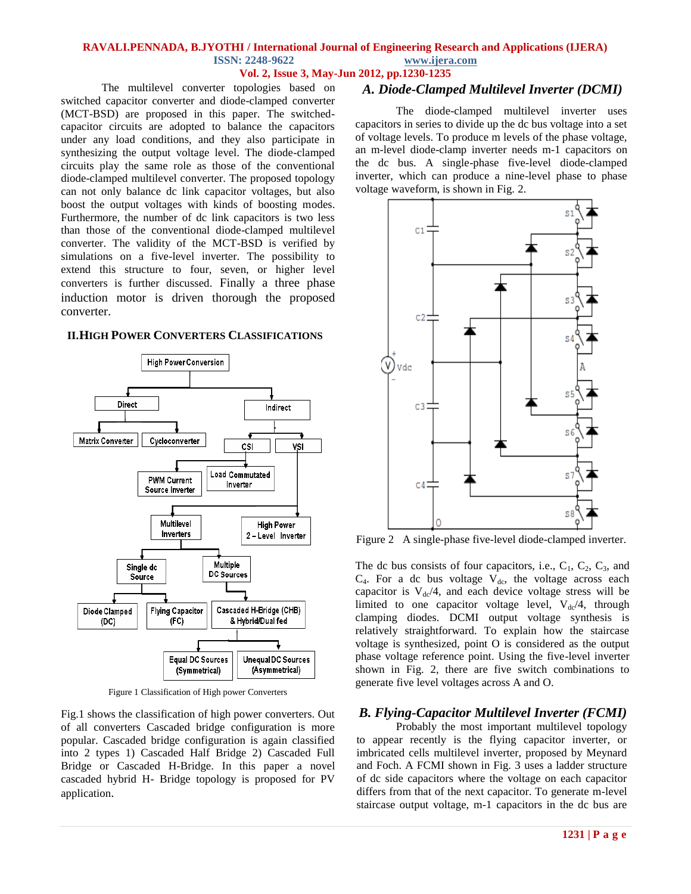The multilevel converter topologies based on switched capacitor converter and diode-clamped converter (MCT-BSD) are proposed in this paper. The switched-capacitor circuits are adopted to balance the capacitors under any load conditions, and they also participate in synthesizing the output voltage level. The diode-clamped circuits play the same role as those of the conventional diode-clamped multilevel converter. The proposed topology can not only balance dc link capacitor voltages, but also boost the output voltages with kinds of boosting modes. Furthermore, the number of dc link capacitors is two less than those of the conventional diode-clamped multilevel converter. The validity of the MCT-BSD is verified by simulations on a five-level inverter. The possibility to extend this structure to four, seven, or higher level converters is further discussed. Finally a three phase induction motor is driven thorough the proposed converter.

## II. HIGH POWER CONVERTERS CLASSIFICATIONS

Figure 1 Classification of High power Converters

Fig.1 shows the classification of high power converters. Out of all converters Cascaded bridge configuration is more popular. Cascaded bridge configuration is again classified into 2 types 1) Cascaded Half Bridge 2) Cascaded Full Bridge or Cascaded H-Bridge. In this paper a novel cascaded hybrid H- Bridge topology is proposed for PV application.

### *A. Diode-Clamped Multilevel Inverter (DCMI)*

The diode-clamped multilevel inverter uses capacitors in series to divide up the dc bus voltage into a set of voltage levels. To produce m levels of the phase voltage, an m-level diode-clamp inverter needs m-1 capacitors on the dc bus. A single-phase five-level diode-clamped inverter, which can produce a nine-level phase to phase voltage waveform, is shown in Fig. 2.

Figure 2 A single-phase five-level diode-clamped inverter.

The dc bus consists of four capacitors, i.e., $C_1$, $C_2$, $C_3$, and $C_4$. For a dc bus voltage $V_{dc}$, the voltage across each capacitor is $V_{dc}/4$, and each device voltage stress will be limited to one capacitor voltage level, $V_{dc}/4$, through clamping diodes. DCMI output voltage synthesis is relatively straightforward. To explain how the staircase voltage is synthesized, point O is considered as the output phase voltage reference point. Using the five-level inverter shown in Fig. 2, there are five switch combinations to generate five level voltages across A and O.

### *B. Flying-Capacitor Multilevel Inverter (FCMI)*

Probably the most important multilevel topology to appear recently is the flying capacitor inverter, or imbricated cells multilevel inverter, proposed by Meynard and Foch. A FCMI shown in Fig. 3 uses a ladder structure of dc side capacitors where the voltage on each capacitor differs from that of the next capacitor. To generate m-level staircase output voltage, m-1 capacitors in the dc bus are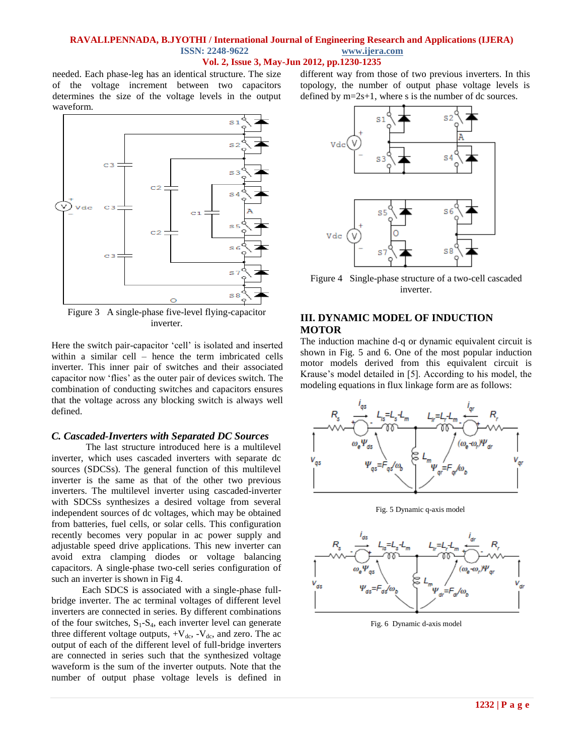needed. Each phase-leg has an identical structure. The size of the voltage increment between two capacitors determines the size of the voltage levels in the output waveform.

Figure 3 A single-phase five-level flying-capacitor inverter.

Here the switch pair-capacitor 'cell' is isolated and inserted within a similar cell – hence the term imbricated cells inverter. This inner pair of switches and their associated capacitor now 'flies' as the outer pair of devices switch. The combination of conducting switches and capacitors ensures that the voltage across any blocking switch is always well defined.

### *C. Cascaded-Inverters with Separated DC Sources*

The last structure introduced here is a multilevel inverter, which uses cascaded inverters with separate dc sources (SDCSs). The general function of this multilevel inverter is the same as that of the other two previous inverters. The multilevel inverter using cascaded-inverter with SDCSs synthesizes a desired voltage from several independent sources of dc voltages, which may be obtained from batteries, fuel cells, or solar cells. This configuration recently becomes very popular in ac power supply and adjustable speed drive applications. This new inverter can avoid extra clamping diodes or voltage balancing capacitors. A single-phase two-cell series configuration of such an inverter is shown in Fig 4.

Each SDCS is associated with a single-phase full-bridge inverter. The ac terminal voltages of different level inverters are connected in series. By different combinations of the four switches, $S_1$-$S_4$, each inverter level can generate three different voltage outputs, $+V_{dc}$, $-V_{dc}$, and zero. The ac output of each of the different level of full-bridge inverters are connected in series such that the synthesized voltage waveform is the sum of the inverter outputs. Note that the number of output phase voltage levels is defined in different way from those of two previous inverters. In this topology, the number of output phase voltage levels is defined by m=2s+1, where s is the number of dc sources.

Figure 4 Single-phase structure of a two-cell cascaded inverter.

## III. DYNAMIC MODEL OF INDUCTION MOTOR

The induction machine d-q or dynamic equivalent circuit is shown in Fig. 5 and 6. One of the most popular induction motor models derived from this equivalent circuit is Krause's model detailed in [5]. According to his model, the modeling equations in flux linkage form are as follows:

Fig. 5 Dynamic q-axis model

Fig. 6 Dynamic d-axis model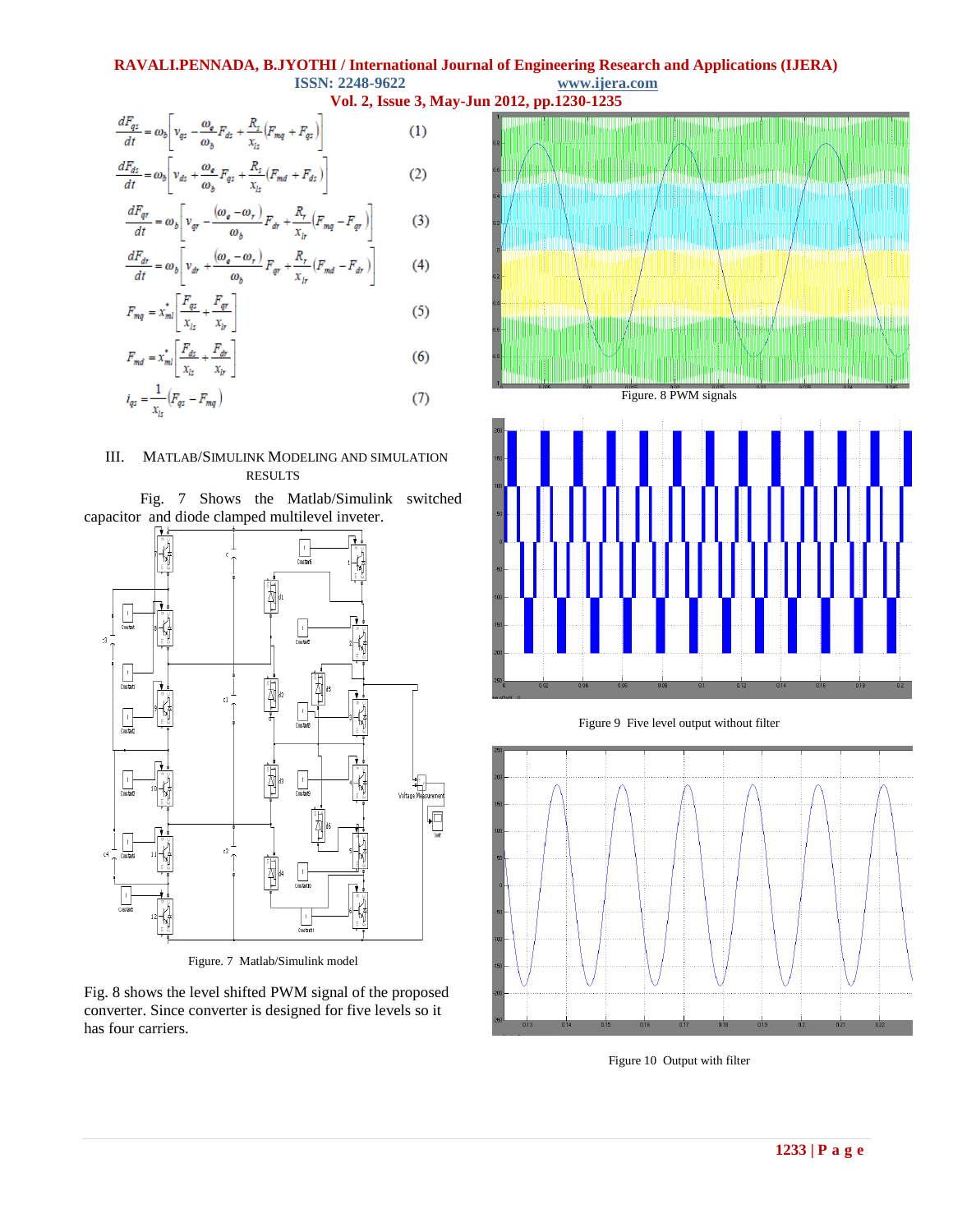$$\frac{dF_{qs}}{dt} = \omega_b\left[v_{qs} - \frac{\omega_e}{\omega_b}F_{ds} + \frac{R_s}{x_{ls}}\left(F_{mq} + F_{qs}\right)\right] \tag{1}$$

$$\frac{dF_{ds}}{dt} = \omega_b\left[v_{ds} + \frac{\omega_e}{\omega_b}F_{qs} + \frac{R_s}{x_{ls}}\left(F_{md} + F_{ds}\right)\right] \tag{2}$$

$$\frac{dF_{qr}}{dt} = \omega_b\left[v_{qr} - \frac{(\omega_e - \omega_r)}{\omega_b}F_{dr} + \frac{R_r}{x_{lr}}\left(F_{mq} - F_{qr}\right)\right] \tag{3}$$

$$\frac{dF_{dr}}{dt} = \omega_b\left[v_{dr} + \frac{(\omega_e - \omega_r)}{\omega_b}F_{qr} + \frac{R_r}{x_{lr}}\left(F_{md} - F_{dr}\right)\right] \tag{4}$$

$$F_{mq} = x_{ml}^{*}\left[\frac{F_{qs}}{x_{ls}} + \frac{F_{qr}}{x_{lr}}\right] \tag{5}$$

$$F_{md} = x_{ml}^{*}\left[\frac{F_{ds}}{x_{ls}} + \frac{F_{dr}}{x_{lr}}\right] \tag{6}$$

$$i_{qs} = \frac{1}{x_{ls}}\left(F_{qs} - F_{mq}\right) \tag{7}$$

## III. MATLAB/SIMULINK MODELING AND SIMULATION RESULTS

Fig. 7 Shows the Matlab/Simulink switched capacitor and diode clamped multilevel inveter.

Figure. 7 Matlab/Simulink model

Fig. 8 shows the level shifted PWM signal of the proposed converter. Since converter is designed for five levels so it has four carriers.

Figure. 8 PWM signals

Figure 9 Five level output without filter

Figure 10 Output with filter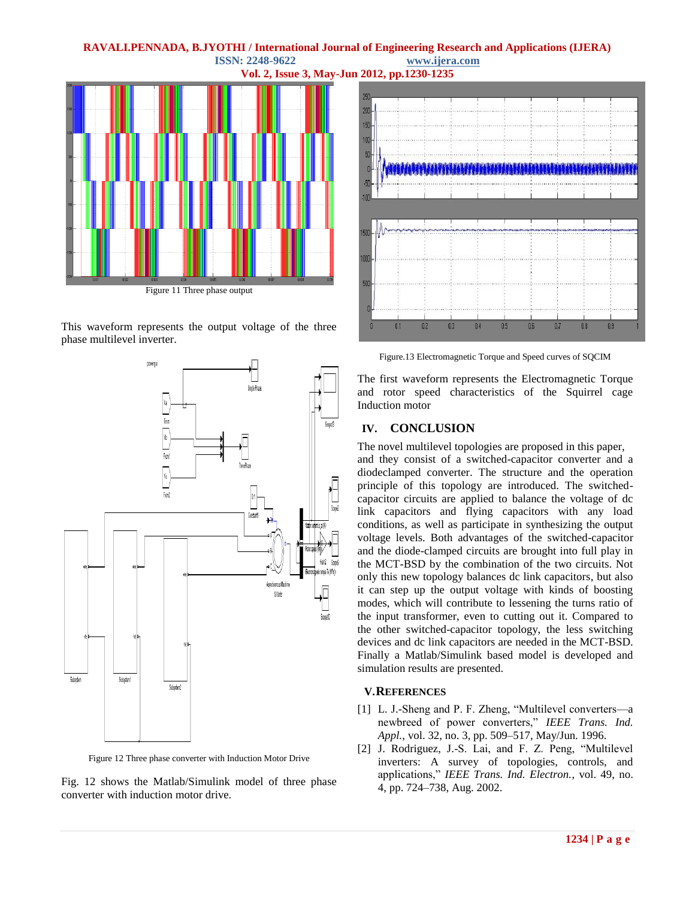Figure 11 Three phase output

This waveform represents the output voltage of the three phase multilevel inverter.

Figure 12 Three phase converter with Induction Motor Drive

Fig. 12 shows the Matlab/Simulink model of three phase converter with induction motor drive.

Figure.13 Electromagnetic Torque and Speed curves of SQCIM

The first waveform represents the Electromagnetic Torque and rotor speed characteristics of the Squirrel cage Induction motor

## IV. CONCLUSION

The novel multilevel topologies are proposed in this paper, and they consist of a switched-capacitor converter and a diodeclamped converter. The structure and the operation principle of this topology are introduced. The switched-capacitor circuits are applied to balance the voltage of dc link capacitors and flying capacitors with any load conditions, as well as participate in synthesizing the output voltage levels. Both advantages of the switched-capacitor and the diode-clamped circuits are brought into full play in the MCT-BSD by the combination of the two circuits. Not only this new topology balances dc link capacitors, but also it can step up the output voltage with kinds of boosting modes, which will contribute to lessening the turns ratio of the input transformer, even to cutting out it. Compared to the other switched-capacitor topology, the less switching devices and dc link capacitors are needed in the MCT-BSD. Finally a Matlab/Simulink based model is developed and simulation results are presented.

## V. REFERENCES

[1] L. J.-Sheng and P. F. Zheng, "Multilevel converters—a newbreed of power converters," *IEEE Trans. Ind. Appl.*, vol. 32, no. 3, pp. 509–517, May/Jun. 1996.

[2] J. Rodriguez, J.-S. Lai, and F. Z. Peng, "Multilevel inverters: A survey of topologies, controls, and applications," *IEEE Trans. Ind. Electron.*, vol. 49, no. 4, pp. 724–738, Aug. 2002.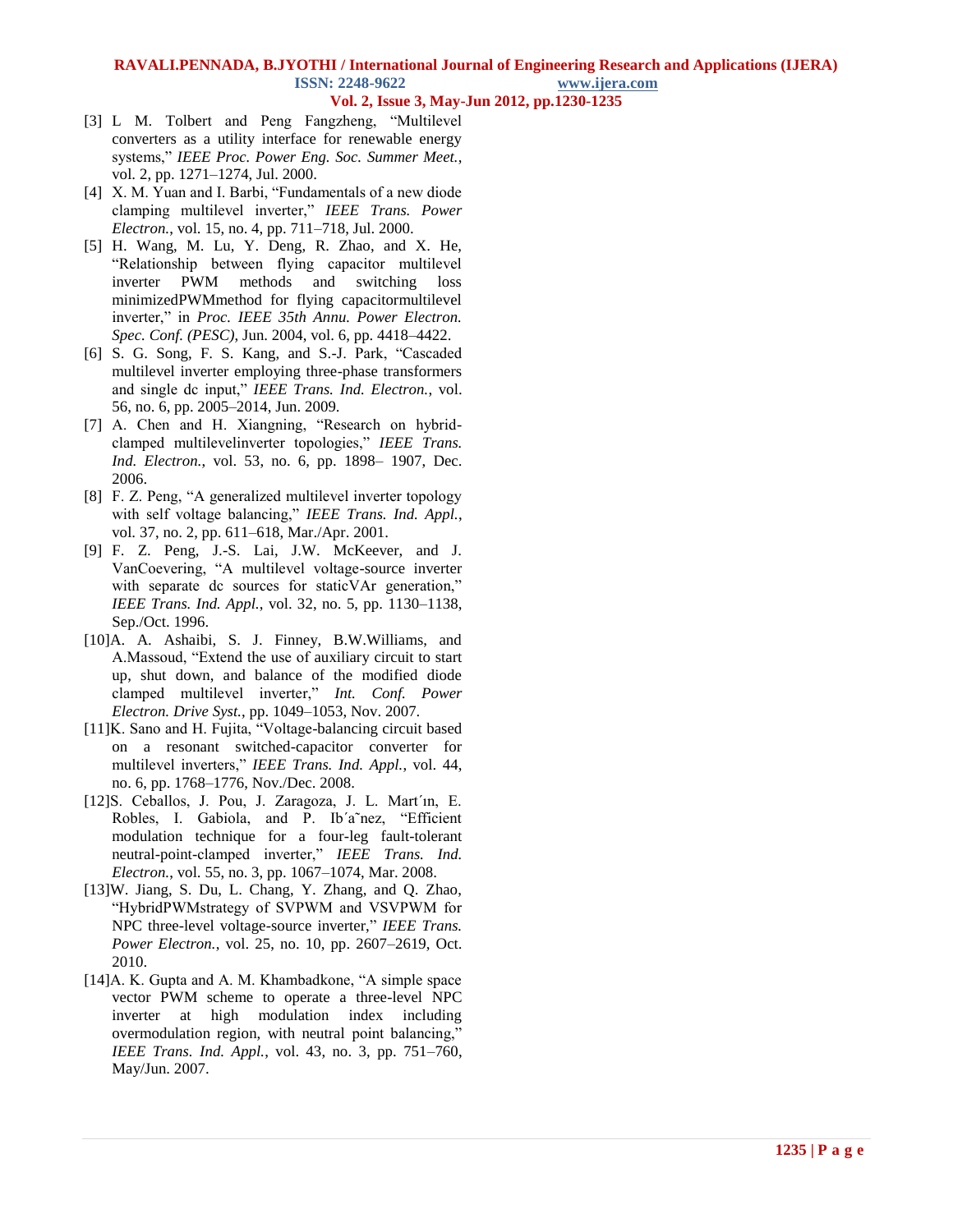[3] L M. Tolbert and Peng Fangzheng, "Multilevel converters as a utility interface for renewable energy systems," *IEEE Proc. Power Eng. Soc. Summer Meet.*, vol. 2, pp. 1271–1274, Jul. 2000.

[4] X. M. Yuan and I. Barbi, "Fundamentals of a new diode clamping multilevel inverter," *IEEE Trans. Power Electron.*, vol. 15, no. 4, pp. 711–718, Jul. 2000.

[5] H. Wang, M. Lu, Y. Deng, R. Zhao, and X. He, "Relationship between flying capacitor multilevel inverter PWM methods and switching loss minimizedPWMmethod for flying capacitormultilevel inverter," in *Proc. IEEE 35th Annu. Power Electron. Spec. Conf. (PESC)*, Jun. 2004, vol. 6, pp. 4418–4422.

[6] S. G. Song, F. S. Kang, and S.-J. Park, "Cascaded multilevel inverter employing three-phase transformers and single dc input," *IEEE Trans. Ind. Electron.*, vol. 56, no. 6, pp. 2005–2014, Jun. 2009.

[7] A. Chen and H. Xiangning, "Research on hybrid-clamped multilevelinverter topologies," *IEEE Trans. Ind. Electron.*, vol. 53, no. 6, pp. 1898– 1907, Dec. 2006.

[8] F. Z. Peng, "A generalized multilevel inverter topology with self voltage balancing," *IEEE Trans. Ind. Appl.*, vol. 37, no. 2, pp. 611–618, Mar./Apr. 2001.

[9] F. Z. Peng, J.-S. Lai, J.W. McKeever, and J. VanCoevering, "A multilevel voltage-source inverter with separate dc sources for staticVAr generation," *IEEE Trans. Ind. Appl.*, vol. 32, no. 5, pp. 1130–1138, Sep./Oct. 1996.

[10] A. A. Ashaibi, S. J. Finney, B.W.Williams, and A.Massoud, "Extend the use of auxiliary circuit to start up, shut down, and balance of the modified diode clamped multilevel inverter," *Int. Conf. Power Electron. Drive Syst.*, pp. 1049–1053, Nov. 2007.

[11] K. Sano and H. Fujita, "Voltage-balancing circuit based on a resonant switched-capacitor converter for multilevel inverters," *IEEE Trans. Ind. Appl.*, vol. 44, no. 6, pp. 1768–1776, Nov./Dec. 2008.

[12] S. Ceballos, J. Pou, J. Zaragoza, J. L. Mart´ın, E. Robles, I. Gabiola, and P. Ib´a˜nez, "Efficient modulation technique for a four-leg fault-tolerant neutral-point-clamped inverter," *IEEE Trans. Ind. Electron.*, vol. 55, no. 3, pp. 1067–1074, Mar. 2008.

[13] W. Jiang, S. Du, L. Chang, Y. Zhang, and Q. Zhao, "HybridPWMstrategy of SVPWM and VSVPWM for NPC three-level voltage-source inverter," *IEEE Trans. Power Electron.*, vol. 25, no. 10, pp. 2607–2619, Oct. 2010.

[14] A. K. Gupta and A. M. Khambadkone, "A simple space vector PWM scheme to operate a three-level NPC inverter at high modulation index including overmodulation region, with neutral point balancing," *IEEE Trans. Ind. Appl.*, vol. 43, no. 3, pp. 751–760, May/Jun. 2007.